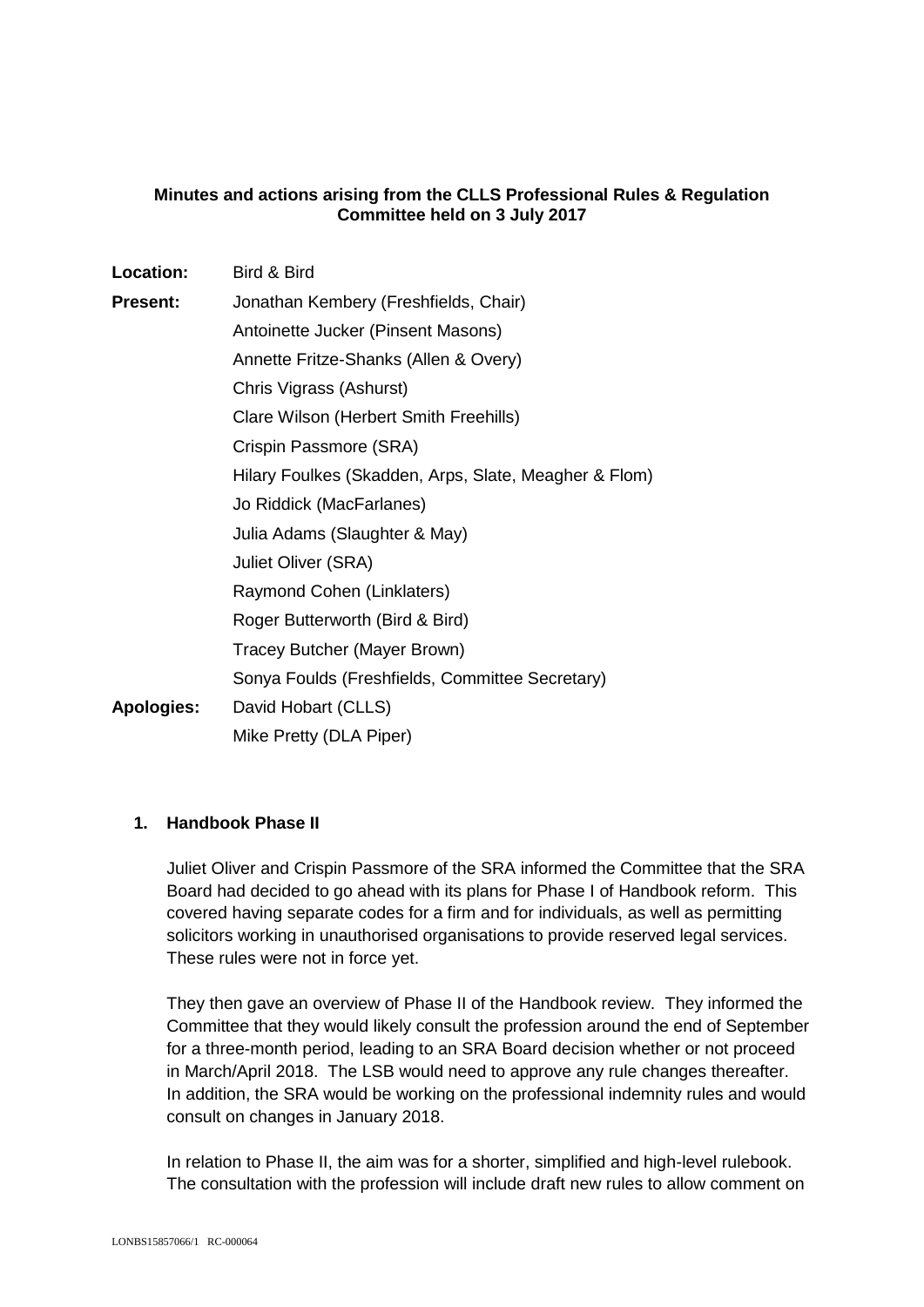**Minutes and actions arising from the CLLS Professional Rules & Regulation Committee held on 3 July 2017**

| | |
|---|---|
| **Location:** | Bird & Bird |
| **Present:** | Jonathan Kembery (Freshfields, Chair) |
| | Antoinette Jucker (Pinsent Masons) |
| | Annette Fritze-Shanks (Allen & Overy) |
| | Chris Vigrass (Ashurst) |
| | Clare Wilson (Herbert Smith Freehills) |
| | Crispin Passmore (SRA) |
| | Hilary Foulkes (Skadden, Arps, Slate, Meagher & Flom) |
| | Jo Riddick (MacFarlanes) |
| | Julia Adams (Slaughter & May) |
| | Juliet Oliver (SRA) |
| | Raymond Cohen (Linklaters) |
| | Roger Butterworth (Bird & Bird) |
| | Tracey Butcher (Mayer Brown) |
| | Sonya Foulds (Freshfields, Committee Secretary) |
| **Apologies:** | David Hobart (CLLS) |
| | Mike Pretty (DLA Piper) |

1. **Handbook Phase II**

   Juliet Oliver and Crispin Passmore of the SRA informed the Committee that the SRA Board had decided to go ahead with its plans for Phase I of Handbook reform. This covered having separate codes for a firm and for individuals, as well as permitting solicitors working in unauthorised organisations to provide reserved legal services. These rules were not in force yet.

   They then gave an overview of Phase II of the Handbook review. They informed the Committee that they would likely consult the profession around the end of September for a three-month period, leading to an SRA Board decision whether or not proceed in March/April 2018. The LSB would need to approve any rule changes thereafter. In addition, the SRA would be working on the professional indemnity rules and would consult on changes in January 2018.

   In relation to Phase II, the aim was for a shorter, simplified and high-level rulebook. The consultation with the profession will include draft new rules to allow comment on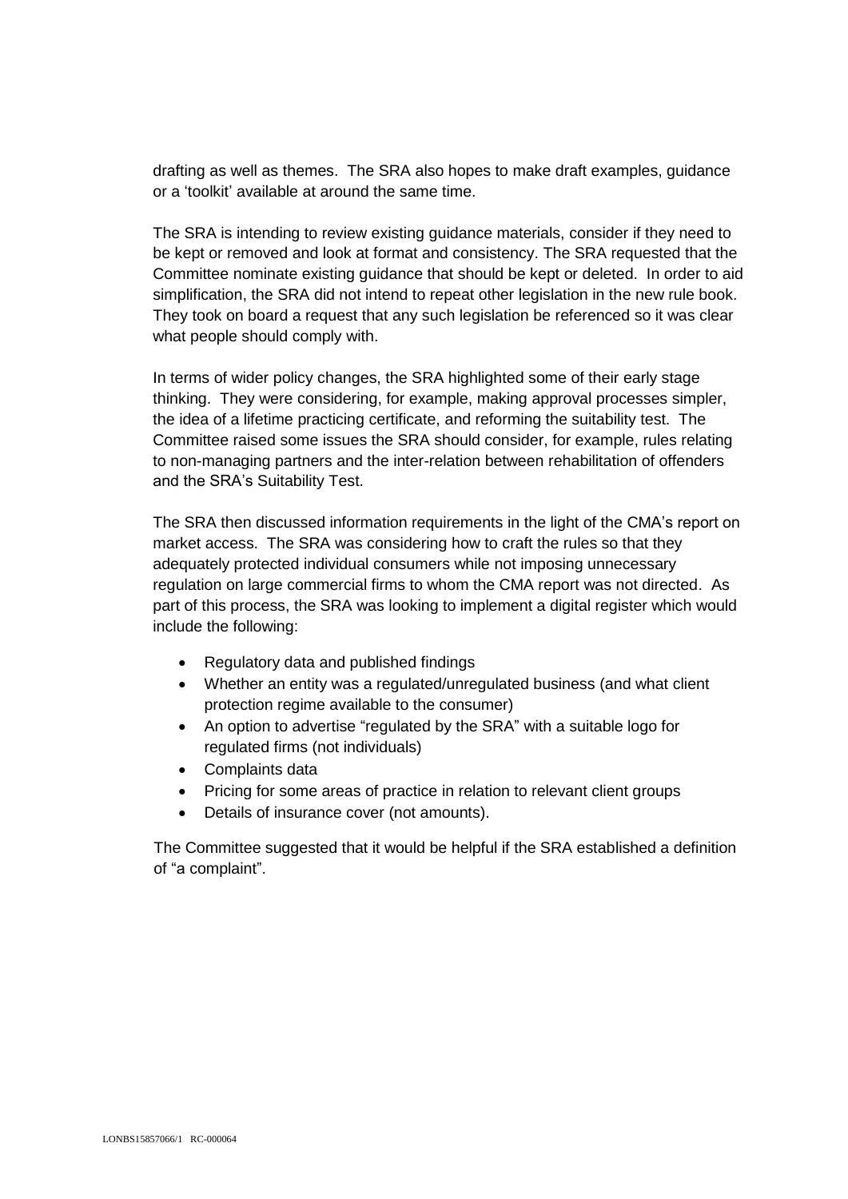drafting as well as themes. The SRA also hopes to make draft examples, guidance or a 'toolkit' available at around the same time.

The SRA is intending to review existing guidance materials, consider if they need to be kept or removed and look at format and consistency. The SRA requested that the Committee nominate existing guidance that should be kept or deleted. In order to aid simplification, the SRA did not intend to repeat other legislation in the new rule book. They took on board a request that any such legislation be referenced so it was clear what people should comply with.

In terms of wider policy changes, the SRA highlighted some of their early stage thinking. They were considering, for example, making approval processes simpler, the idea of a lifetime practicing certificate, and reforming the suitability test. The Committee raised some issues the SRA should consider, for example, rules relating to non-managing partners and the inter-relation between rehabilitation of offenders and the SRA's Suitability Test.

The SRA then discussed information requirements in the light of the CMA's report on market access. The SRA was considering how to craft the rules so that they adequately protected individual consumers while not imposing unnecessary regulation on large commercial firms to whom the CMA report was not directed. As part of this process, the SRA was looking to implement a digital register which would include the following:

- Regulatory data and published findings
- Whether an entity was a regulated/unregulated business (and what client protection regime available to the consumer)
- An option to advertise "regulated by the SRA" with a suitable logo for regulated firms (not individuals)
- Complaints data
- Pricing for some areas of practice in relation to relevant client groups
- Details of insurance cover (not amounts).

The Committee suggested that it would be helpful if the SRA established a definition of "a complaint".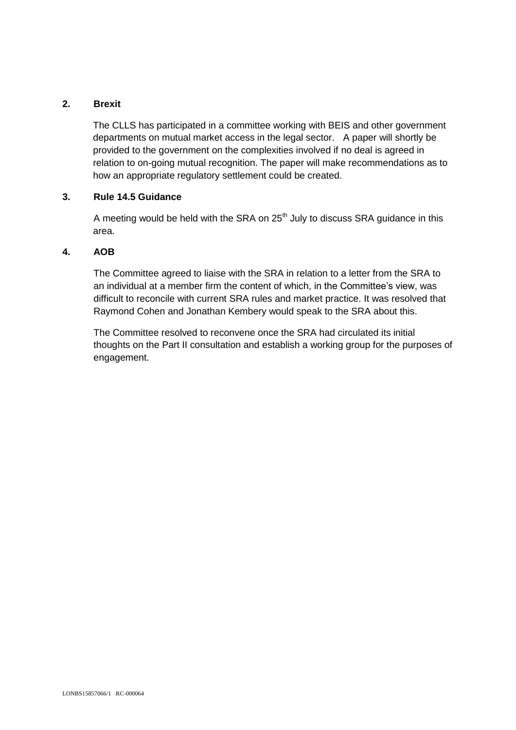## 2. Brexit

The CLLS has participated in a committee working with BEIS and other government departments on mutual market access in the legal sector. A paper will shortly be provided to the government on the complexities involved if no deal is agreed in relation to on-going mutual recognition. The paper will make recommendations as to how an appropriate regulatory settlement could be created.

## 3. Rule 14.5 Guidance

A meeting would be held with the SRA on 25th July to discuss SRA guidance in this area.

## 4. AOB

The Committee agreed to liaise with the SRA in relation to a letter from the SRA to an individual at a member firm the content of which, in the Committee's view, was difficult to reconcile with current SRA rules and market practice. It was resolved that Raymond Cohen and Jonathan Kembery would speak to the SRA about this.

The Committee resolved to reconvene once the SRA had circulated its initial thoughts on the Part II consultation and establish a working group for the purposes of engagement.